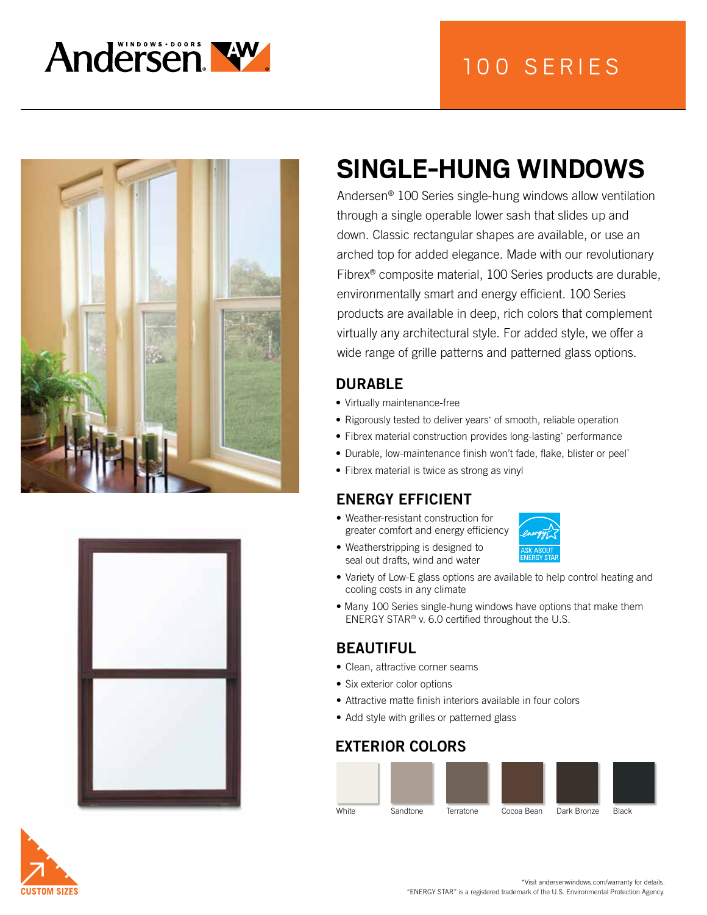Andersen® WINDOWS • DOORS

100 SERIES

# SINGLE-HUNG WINDOWS

Andersen® 100 Series single-hung windows allow ventilation through a single operable lower sash that slides up and down. Classic rectangular shapes are available, or use an arched top for added elegance. Made with our revolutionary Fibrex® composite material, 100 Series products are durable, environmentally smart and energy efficient. 100 Series products are available in deep, rich colors that complement virtually any architectural style. For added style, we offer a wide range of grille patterns and patterned glass options.

## DURABLE

- Virtually maintenance-free
- Rigorously tested to deliver years* of smooth, reliable operation
- Fibrex material construction provides long-lasting* performance
- Durable, low-maintenance finish won't fade, flake, blister or peel*
- Fibrex material is twice as strong as vinyl

## ENERGY EFFICIENT

- Weather-resistant construction for greater comfort and energy efficiency
- Weatherstripping is designed to seal out drafts, wind and water
- Variety of Low-E glass options are available to help control heating and cooling costs in any climate
- Many 100 Series single-hung windows have options that make them ENERGY STAR® v. 6.0 certified throughout the U.S.

ASK ABOUT ENERGY STAR

## BEAUTIFUL

- Clean, attractive corner seams
- Six exterior color options
- Attractive matte finish interiors available in four colors
- Add style with grilles or patterned glass

## EXTERIOR COLORS

White, Sandtone, Terratone, Cocoa Bean, Dark Bronze, Black

CUSTOM SIZES

*Visit andersenwindows.com/warranty for details.
"ENERGY STAR" is a registered trademark of the U.S. Environmental Protection Agency.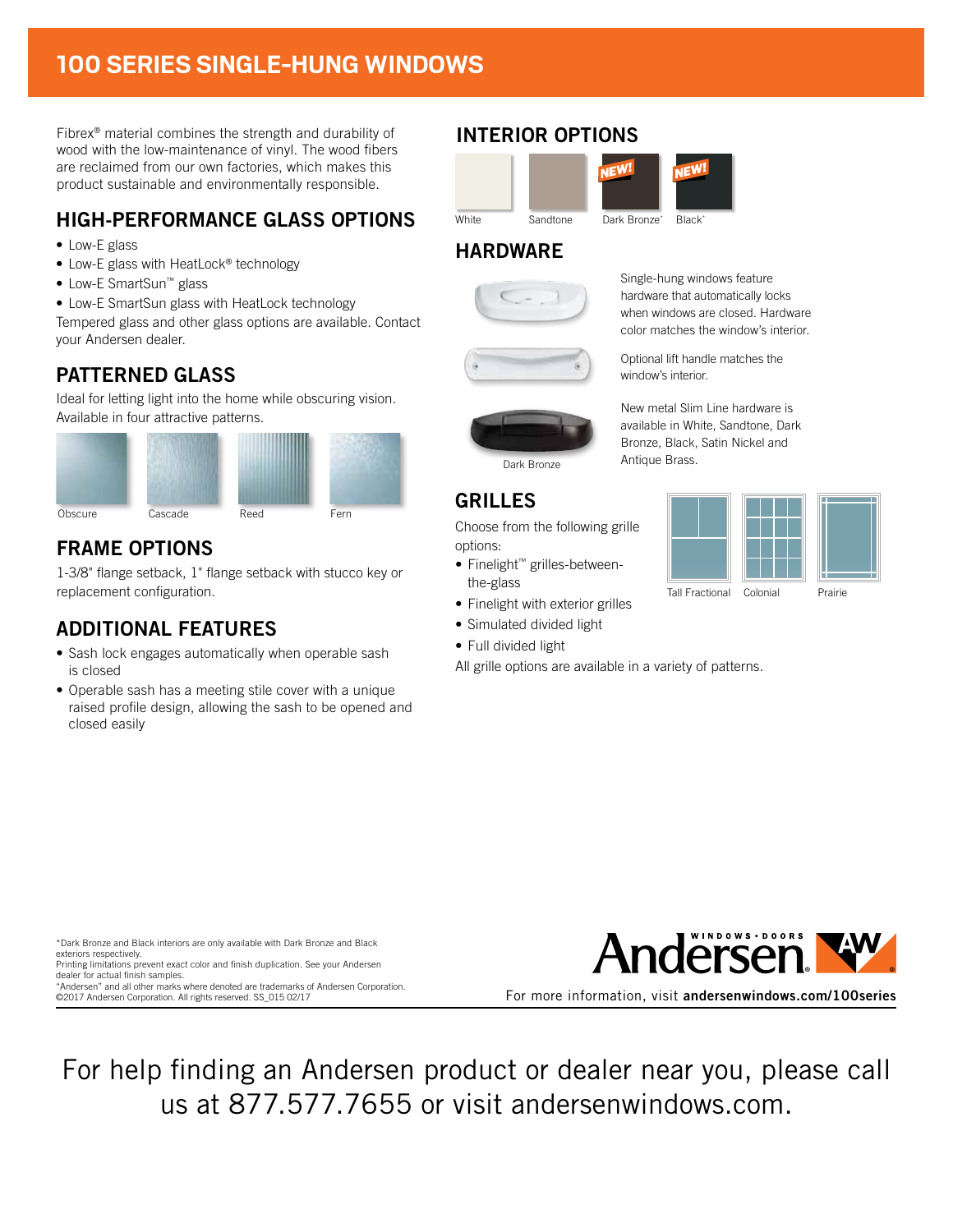# 100 SERIES SINGLE-HUNG WINDOWS

Fibrex® material combines the strength and durability of wood with the low-maintenance of vinyl. The wood fibers are reclaimed from our own factories, which makes this product sustainable and environmentally responsible.

## HIGH-PERFORMANCE GLASS OPTIONS

- Low-E glass
- Low-E glass with HeatLock® technology
- Low-E SmartSun™ glass
- Low-E SmartSun glass with HeatLock technology

Tempered glass and other glass options are available. Contact your Andersen dealer.

## PATTERNED GLASS

Ideal for letting light into the home while obscuring vision. Available in four attractive patterns.

Obscure Cascade Reed Fern

## FRAME OPTIONS

1-3/8" flange setback, 1" flange setback with stucco key or replacement configuration.

## ADDITIONAL FEATURES

- Sash lock engages automatically when operable sash is closed
- Operable sash has a meeting stile cover with a unique raised profile design, allowing the sash to be opened and closed easily

## INTERIOR OPTIONS

White Sandtone NEW! Dark Bronze* NEW! Black*

## HARDWARE

Single-hung windows feature hardware that automatically locks when windows are closed. Hardware color matches the window's interior.

Optional lift handle matches the window's interior.

New metal Slim Line hardware is available in White, Sandtone, Dark Bronze, Black, Satin Nickel and Antique Brass.

Dark Bronze

## GRILLES

Choose from the following grille options:

- Finelight™ grilles-between-the-glass
- Finelight with exterior grilles
- Simulated divided light
- Full divided light

All grille options are available in a variety of patterns.

Tall Fractional Colonial Prairie

*Dark Bronze and Black interiors are only available with Dark Bronze and Black exteriors respectively.
Printing limitations prevent exact color and finish duplication. See your Andersen dealer for actual finish samples.
"Andersen" and all other marks where denoted are trademarks of Andersen Corporation.
©2017 Andersen Corporation. All rights reserved. SS_015 02/17

Andersen® WINDOWS • DOORS

For more information, visit **andersenwindows.com/100series**

For help finding an Andersen product or dealer near you, please call us at 877.577.7655 or visit andersenwindows.com.